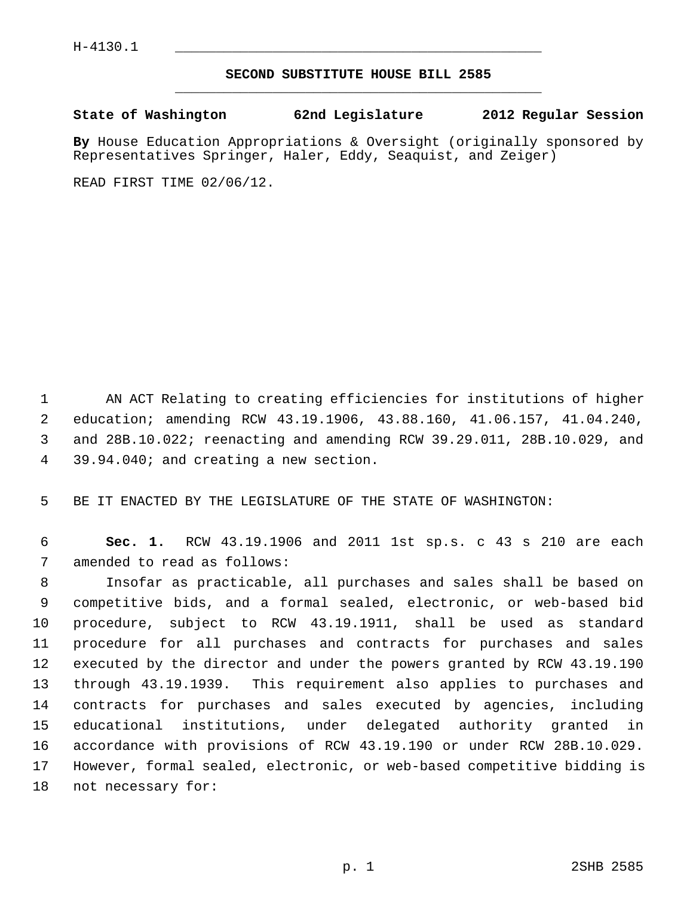H-4130.1

# SECOND SUBSTITUTE HOUSE BILL 2585

**State of Washington 62nd Legislature 2012 Regular Session**

**By** House Education Appropriations & Oversight (originally sponsored by Representatives Springer, Haler, Eddy, Seaquist, and Zeiger)

READ FIRST TIME 02/06/12.

AN ACT Relating to creating efficiencies for institutions of higher education; amending RCW 43.19.1906, 43.88.160, 41.06.157, 41.04.240, and 28B.10.022; reenacting and amending RCW 39.29.011, 28B.10.029, and 39.94.040; and creating a new section.

BE IT ENACTED BY THE LEGISLATURE OF THE STATE OF WASHINGTON:

**Sec. 1.** RCW 43.19.1906 and 2011 1st sp.s. c 43 s 210 are each amended to read as follows:

Insofar as practicable, all purchases and sales shall be based on competitive bids, and a formal sealed, electronic, or web-based bid procedure, subject to RCW 43.19.1911, shall be used as standard procedure for all purchases and contracts for purchases and sales executed by the director and under the powers granted by RCW 43.19.190 through 43.19.1939. This requirement also applies to purchases and contracts for purchases and sales executed by agencies, including educational institutions, under delegated authority granted in accordance with provisions of RCW 43.19.190 or under RCW 28B.10.029. However, formal sealed, electronic, or web-based competitive bidding is not necessary for: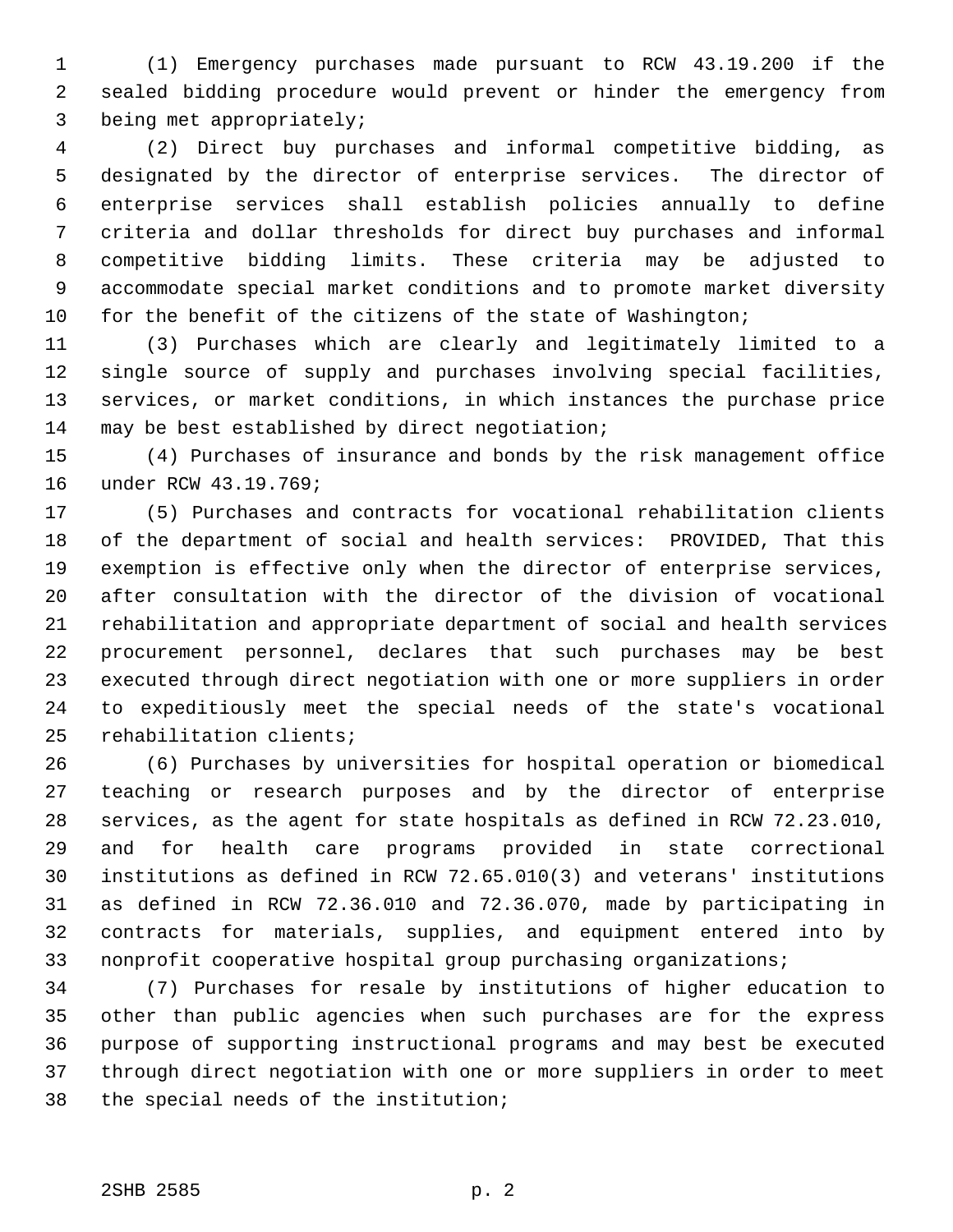(1) Emergency purchases made pursuant to RCW 43.19.200 if the sealed bidding procedure would prevent or hinder the emergency from being met appropriately;

(2) Direct buy purchases and informal competitive bidding, as designated by the director of enterprise services. The director of enterprise services shall establish policies annually to define criteria and dollar thresholds for direct buy purchases and informal competitive bidding limits. These criteria may be adjusted to accommodate special market conditions and to promote market diversity for the benefit of the citizens of the state of Washington;

(3) Purchases which are clearly and legitimately limited to a single source of supply and purchases involving special facilities, services, or market conditions, in which instances the purchase price may be best established by direct negotiation;

(4) Purchases of insurance and bonds by the risk management office under RCW 43.19.769;

(5) Purchases and contracts for vocational rehabilitation clients of the department of social and health services: PROVIDED, That this exemption is effective only when the director of enterprise services, after consultation with the director of the division of vocational rehabilitation and appropriate department of social and health services procurement personnel, declares that such purchases may be best executed through direct negotiation with one or more suppliers in order to expeditiously meet the special needs of the state's vocational rehabilitation clients;

(6) Purchases by universities for hospital operation or biomedical teaching or research purposes and by the director of enterprise services, as the agent for state hospitals as defined in RCW 72.23.010, and for health care programs provided in state correctional institutions as defined in RCW 72.65.010(3) and veterans' institutions as defined in RCW 72.36.010 and 72.36.070, made by participating in contracts for materials, supplies, and equipment entered into by nonprofit cooperative hospital group purchasing organizations;

(7) Purchases for resale by institutions of higher education to other than public agencies when such purchases are for the express purpose of supporting instructional programs and may best be executed through direct negotiation with one or more suppliers in order to meet the special needs of the institution;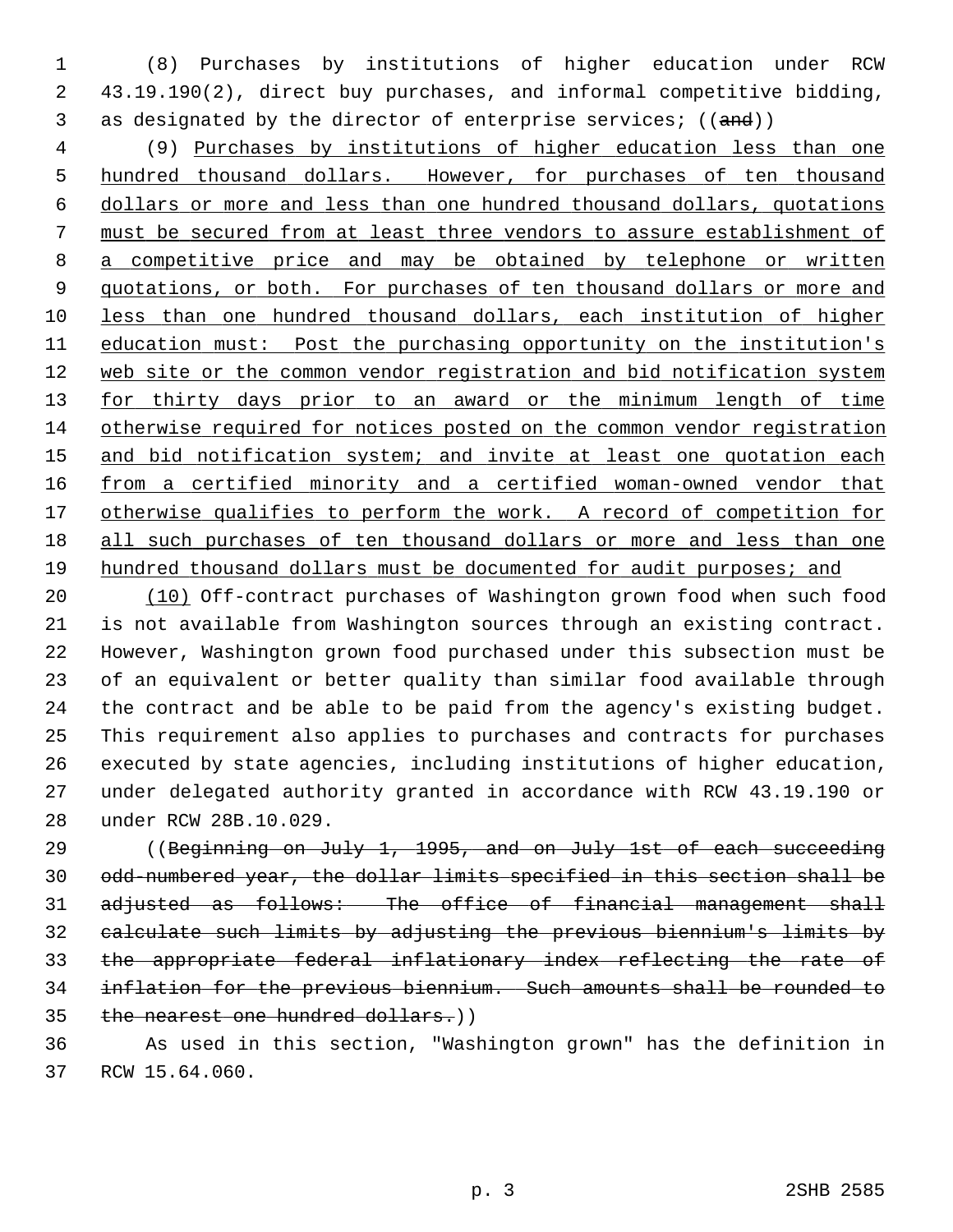(8) Purchases by institutions of higher education under RCW 43.19.190(2), direct buy purchases, and informal competitive bidding, as designated by the director of enterprise services; ((~~and~~))

(9) Purchases by institutions of higher education less than one hundred thousand dollars. However, for purchases of ten thousand dollars or more and less than one hundred thousand dollars, quotations must be secured from at least three vendors to assure establishment of a competitive price and may be obtained by telephone or written quotations, or both. For purchases of ten thousand dollars or more and less than one hundred thousand dollars, each institution of higher education must: Post the purchasing opportunity on the institution's web site or the common vendor registration and bid notification system for thirty days prior to an award or the minimum length of time otherwise required for notices posted on the common vendor registration and bid notification system; and invite at least one quotation each from a certified minority and a certified woman-owned vendor that otherwise qualifies to perform the work. A record of competition for all such purchases of ten thousand dollars or more and less than one hundred thousand dollars must be documented for audit purposes; and

(10) Off-contract purchases of Washington grown food when such food is not available from Washington sources through an existing contract. However, Washington grown food purchased under this subsection must be of an equivalent or better quality than similar food available through the contract and be able to be paid from the agency's existing budget. This requirement also applies to purchases and contracts for purchases executed by state agencies, including institutions of higher education, under delegated authority granted in accordance with RCW 43.19.190 or under RCW 28B.10.029.

((~~Beginning on July 1, 1995, and on July 1st of each succeeding odd-numbered year, the dollar limits specified in this section shall be adjusted as follows: The office of financial management shall calculate such limits by adjusting the previous biennium's limits by the appropriate federal inflationary index reflecting the rate of inflation for the previous biennium. Such amounts shall be rounded to the nearest one hundred dollars.~~))

As used in this section, "Washington grown" has the definition in RCW 15.64.060.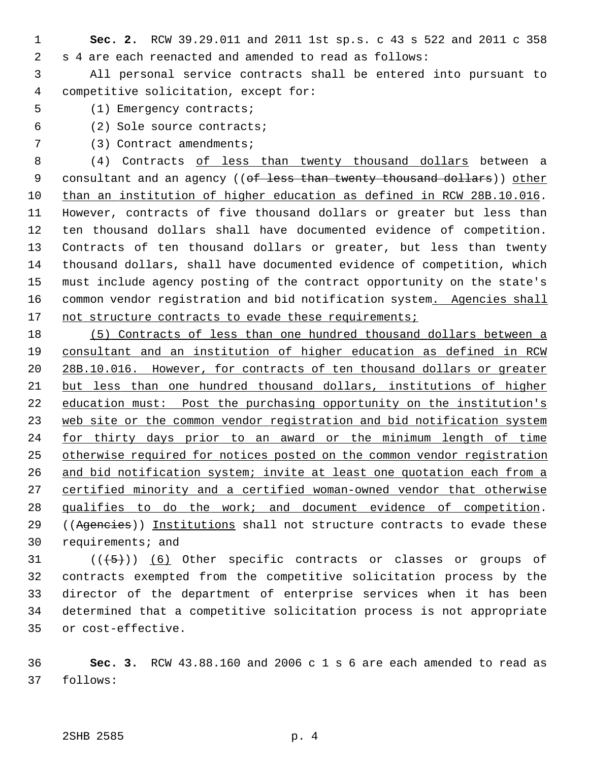**Sec. 2.** RCW 39.29.011 and 2011 1st sp.s. c 43 s 522 and 2011 c 358 s 4 are each reenacted and amended to read as follows:

All personal service contracts shall be entered into pursuant to competitive solicitation, except for:

(1) Emergency contracts;

(2) Sole source contracts;

(3) Contract amendments;

(4) Contracts <u>of less than twenty thousand dollars</u> between a consultant and an agency ((~~of less than twenty thousand dollars~~)) <u>other than an institution of higher education as defined in RCW 28B.10.016</u>. However, contracts of five thousand dollars or greater but less than ten thousand dollars shall have documented evidence of competition. Contracts of ten thousand dollars or greater, but less than twenty thousand dollars, shall have documented evidence of competition, which must include agency posting of the contract opportunity on the state's common vendor registration and bid notification system<u>. Agencies shall not structure contracts to evade these requirements;</u>

<u>(5) Contracts of less than one hundred thousand dollars between a consultant and an institution of higher education as defined in RCW 28B.10.016. However, for contracts of ten thousand dollars or greater but less than one hundred thousand dollars, institutions of higher education must: Post the purchasing opportunity on the institution's web site or the common vendor registration and bid notification system for thirty days prior to an award or the minimum length of time otherwise required for notices posted on the common vendor registration and bid notification system; invite at least one quotation each from a certified minority and a certified woman-owned vendor that otherwise qualifies to do the work; and document evidence of competition</u>. ((~~Agencies~~)) <u>Institutions</u> shall not structure contracts to evade these requirements; and

((~~(5)~~)) <u>(6)</u> Other specific contracts or classes or groups of contracts exempted from the competitive solicitation process by the director of the department of enterprise services when it has been determined that a competitive solicitation process is not appropriate or cost-effective.

**Sec. 3.** RCW 43.88.160 and 2006 c 1 s 6 are each amended to read as follows: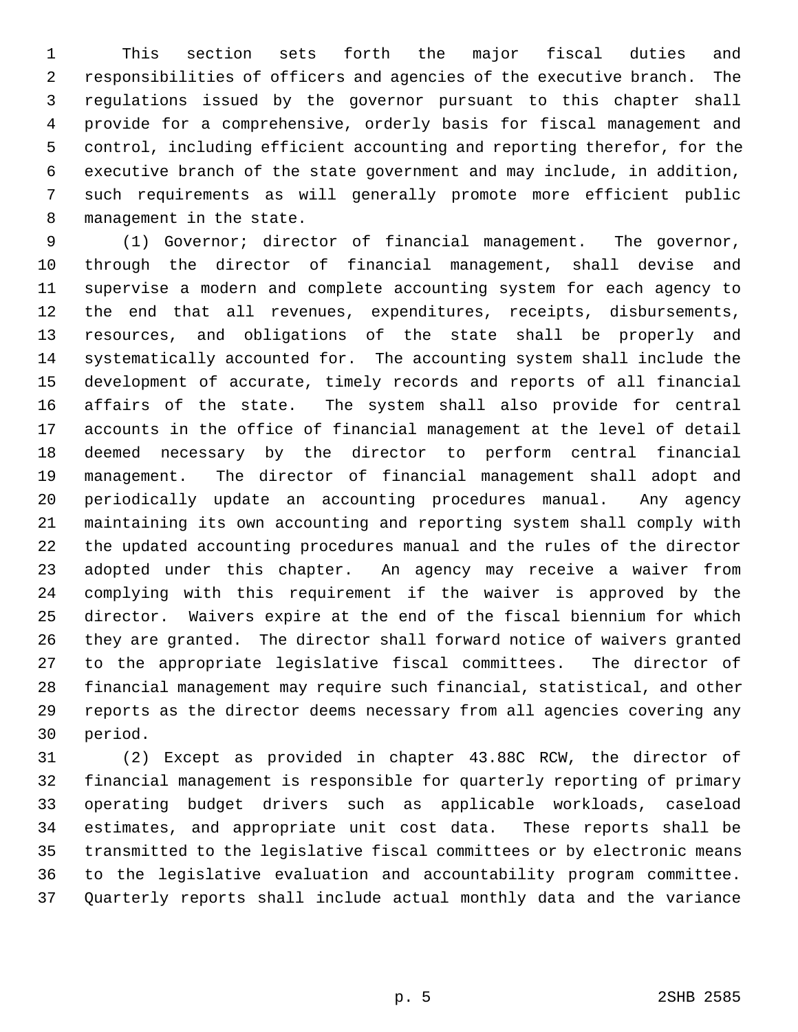This section sets forth the major fiscal duties and responsibilities of officers and agencies of the executive branch. The regulations issued by the governor pursuant to this chapter shall provide for a comprehensive, orderly basis for fiscal management and control, including efficient accounting and reporting therefor, for the executive branch of the state government and may include, in addition, such requirements as will generally promote more efficient public management in the state.

(1) Governor; director of financial management. The governor, through the director of financial management, shall devise and supervise a modern and complete accounting system for each agency to the end that all revenues, expenditures, receipts, disbursements, resources, and obligations of the state shall be properly and systematically accounted for. The accounting system shall include the development of accurate, timely records and reports of all financial affairs of the state. The system shall also provide for central accounts in the office of financial management at the level of detail deemed necessary by the director to perform central financial management. The director of financial management shall adopt and periodically update an accounting procedures manual. Any agency maintaining its own accounting and reporting system shall comply with the updated accounting procedures manual and the rules of the director adopted under this chapter. An agency may receive a waiver from complying with this requirement if the waiver is approved by the director. Waivers expire at the end of the fiscal biennium for which they are granted. The director shall forward notice of waivers granted to the appropriate legislative fiscal committees. The director of financial management may require such financial, statistical, and other reports as the director deems necessary from all agencies covering any period.

(2) Except as provided in chapter 43.88C RCW, the director of financial management is responsible for quarterly reporting of primary operating budget drivers such as applicable workloads, caseload estimates, and appropriate unit cost data. These reports shall be transmitted to the legislative fiscal committees or by electronic means to the legislative evaluation and accountability program committee. Quarterly reports shall include actual monthly data and the variance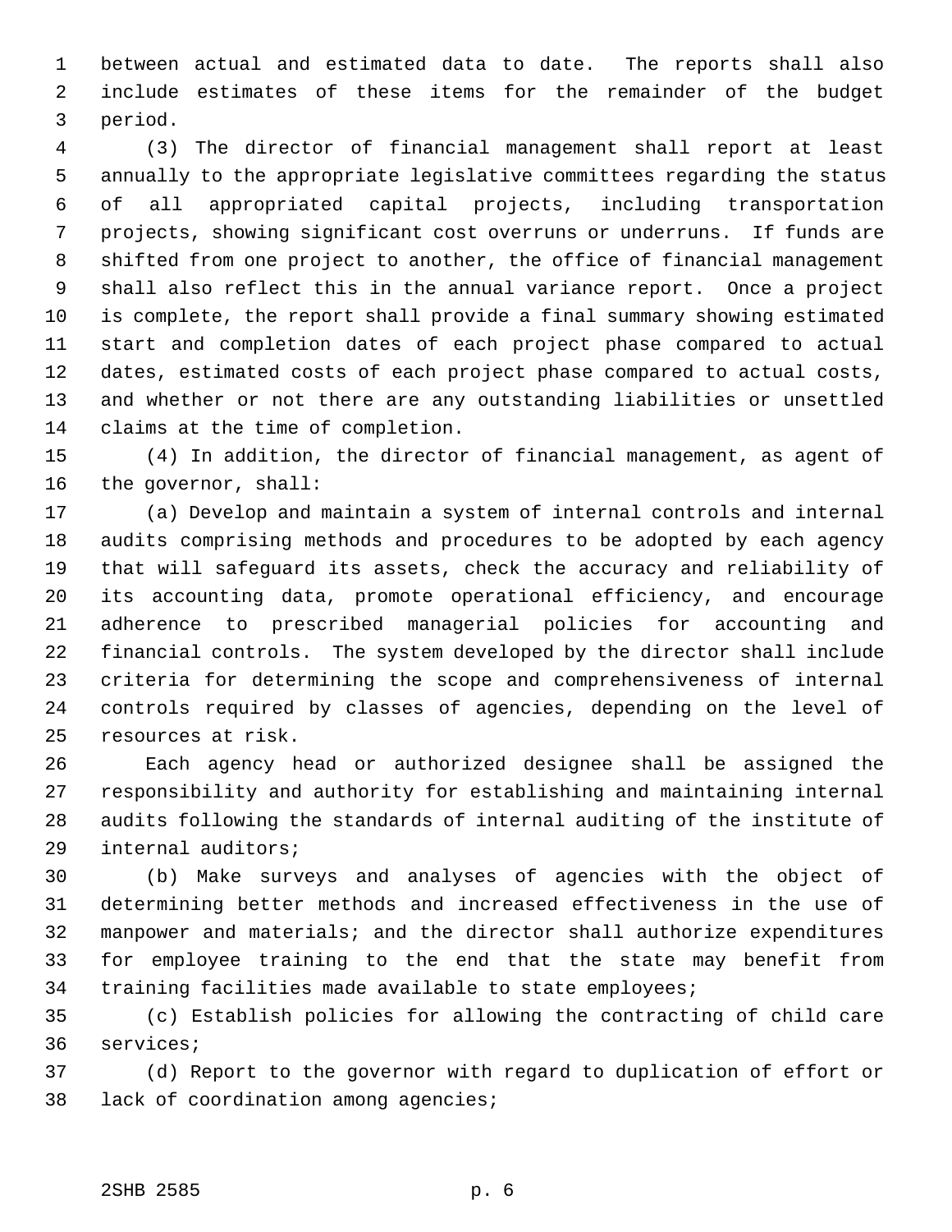between actual and estimated data to date. The reports shall also include estimates of these items for the remainder of the budget period.

(3) The director of financial management shall report at least annually to the appropriate legislative committees regarding the status of all appropriated capital projects, including transportation projects, showing significant cost overruns or underruns. If funds are shifted from one project to another, the office of financial management shall also reflect this in the annual variance report. Once a project is complete, the report shall provide a final summary showing estimated start and completion dates of each project phase compared to actual dates, estimated costs of each project phase compared to actual costs, and whether or not there are any outstanding liabilities or unsettled claims at the time of completion.

(4) In addition, the director of financial management, as agent of the governor, shall:

(a) Develop and maintain a system of internal controls and internal audits comprising methods and procedures to be adopted by each agency that will safeguard its assets, check the accuracy and reliability of its accounting data, promote operational efficiency, and encourage adherence to prescribed managerial policies for accounting and financial controls. The system developed by the director shall include criteria for determining the scope and comprehensiveness of internal controls required by classes of agencies, depending on the level of resources at risk.

Each agency head or authorized designee shall be assigned the responsibility and authority for establishing and maintaining internal audits following the standards of internal auditing of the institute of internal auditors;

(b) Make surveys and analyses of agencies with the object of determining better methods and increased effectiveness in the use of manpower and materials; and the director shall authorize expenditures for employee training to the end that the state may benefit from training facilities made available to state employees;

(c) Establish policies for allowing the contracting of child care services;

(d) Report to the governor with regard to duplication of effort or lack of coordination among agencies;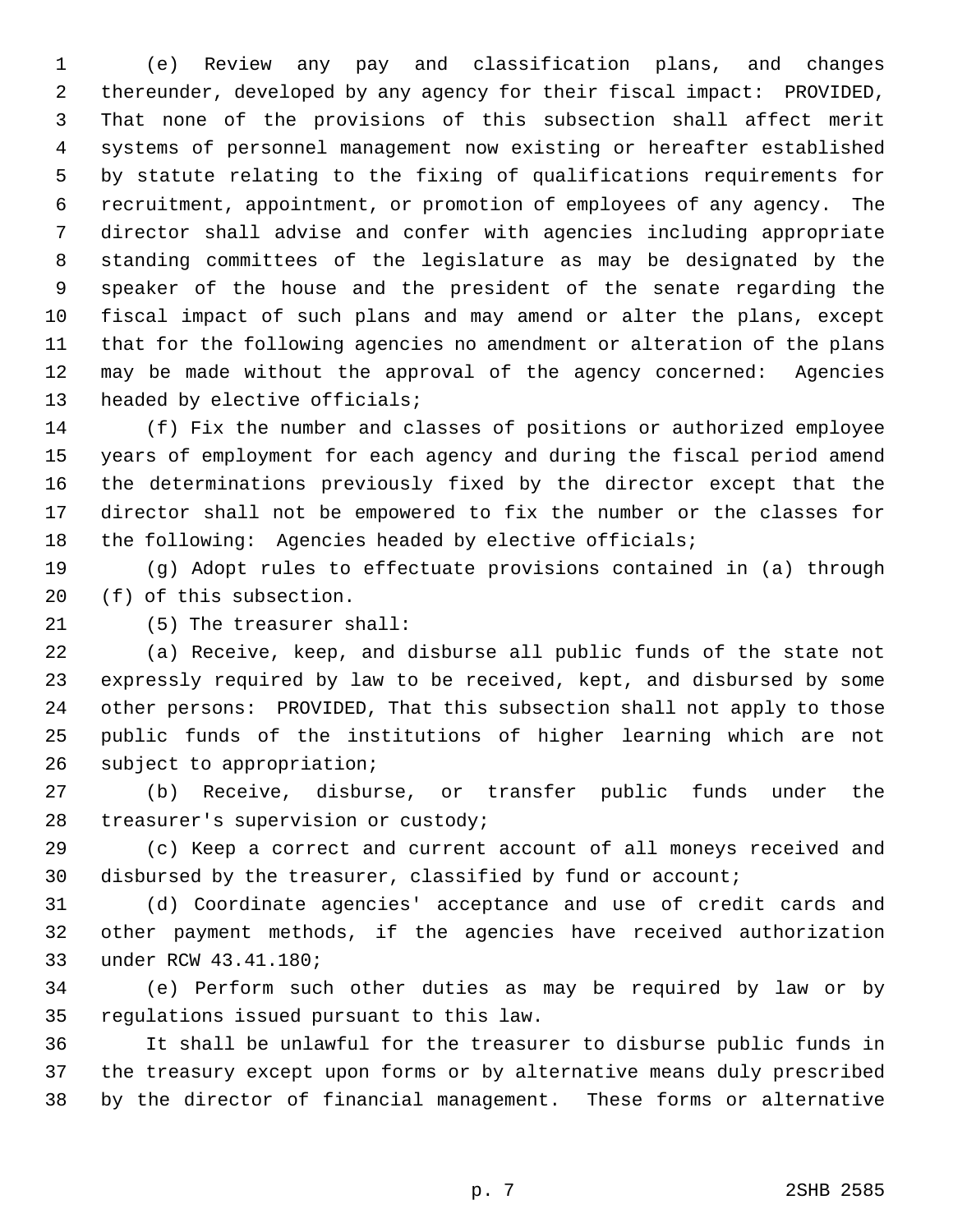(e) Review any pay and classification plans, and changes thereunder, developed by any agency for their fiscal impact: PROVIDED, That none of the provisions of this subsection shall affect merit systems of personnel management now existing or hereafter established by statute relating to the fixing of qualifications requirements for recruitment, appointment, or promotion of employees of any agency. The director shall advise and confer with agencies including appropriate standing committees of the legislature as may be designated by the speaker of the house and the president of the senate regarding the fiscal impact of such plans and may amend or alter the plans, except that for the following agencies no amendment or alteration of the plans may be made without the approval of the agency concerned: Agencies headed by elective officials;

(f) Fix the number and classes of positions or authorized employee years of employment for each agency and during the fiscal period amend the determinations previously fixed by the director except that the director shall not be empowered to fix the number or the classes for the following: Agencies headed by elective officials;

(g) Adopt rules to effectuate provisions contained in (a) through (f) of this subsection.

(5) The treasurer shall:

(a) Receive, keep, and disburse all public funds of the state not expressly required by law to be received, kept, and disbursed by some other persons: PROVIDED, That this subsection shall not apply to those public funds of the institutions of higher learning which are not subject to appropriation;

(b) Receive, disburse, or transfer public funds under the treasurer's supervision or custody;

(c) Keep a correct and current account of all moneys received and disbursed by the treasurer, classified by fund or account;

(d) Coordinate agencies' acceptance and use of credit cards and other payment methods, if the agencies have received authorization under RCW 43.41.180;

(e) Perform such other duties as may be required by law or by regulations issued pursuant to this law.

It shall be unlawful for the treasurer to disburse public funds in the treasury except upon forms or by alternative means duly prescribed by the director of financial management. These forms or alternative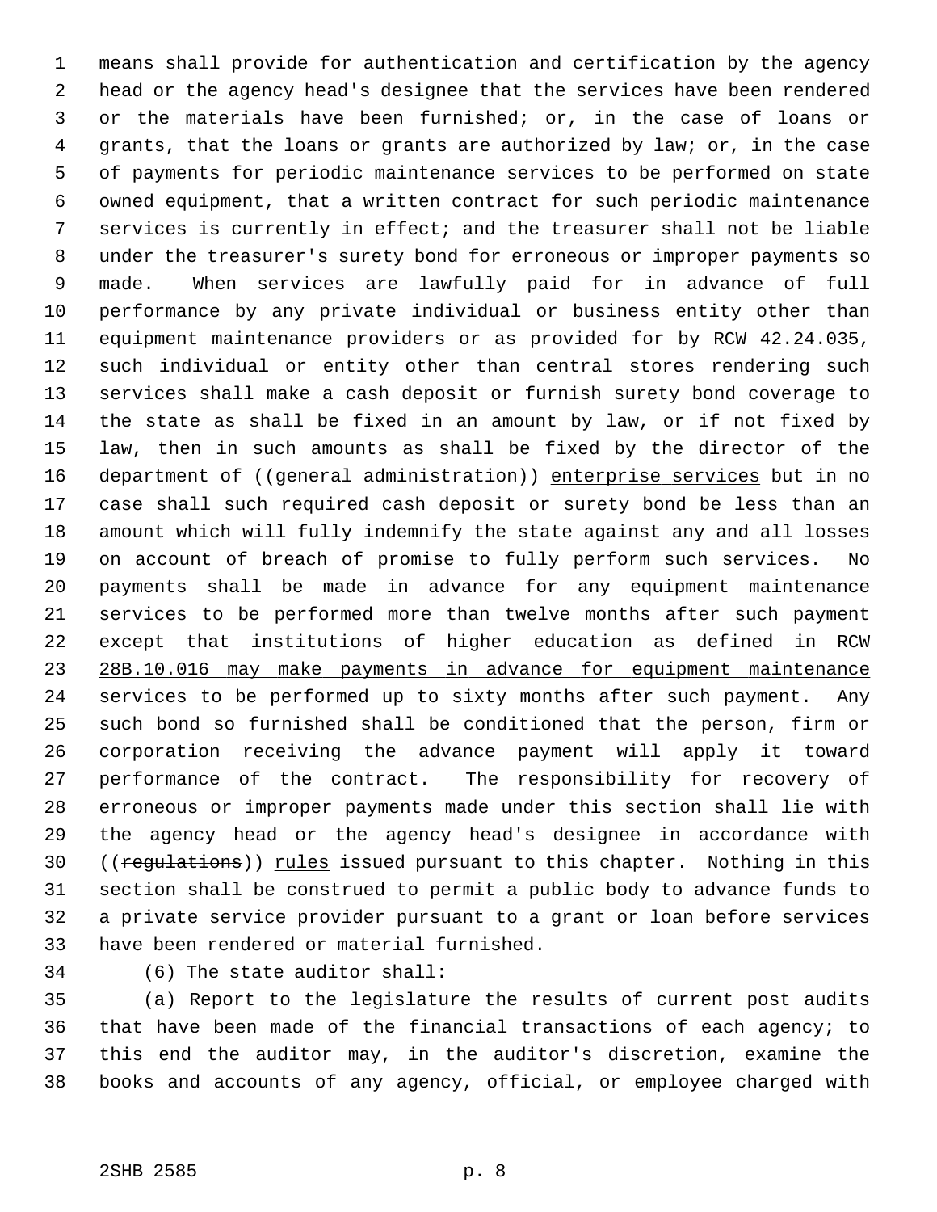means shall provide for authentication and certification by the agency head or the agency head's designee that the services have been rendered or the materials have been furnished; or, in the case of loans or grants, that the loans or grants are authorized by law; or, in the case of payments for periodic maintenance services to be performed on state owned equipment, that a written contract for such periodic maintenance services is currently in effect; and the treasurer shall not be liable under the treasurer's surety bond for erroneous or improper payments so made. When services are lawfully paid for in advance of full performance by any private individual or business entity other than equipment maintenance providers or as provided for by RCW 42.24.035, such individual or entity other than central stores rendering such services shall make a cash deposit or furnish surety bond coverage to the state as shall be fixed in an amount by law, or if not fixed by law, then in such amounts as shall be fixed by the director of the department of ((~~general administration~~)) <u>enterprise services</u> but in no case shall such required cash deposit or surety bond be less than an amount which will fully indemnify the state against any and all losses on account of breach of promise to fully perform such services. No payments shall be made in advance for any equipment maintenance services to be performed more than twelve months after such payment <u>except that institutions of higher education as defined in RCW 28B.10.016 may make payments in advance for equipment maintenance services to be performed up to sixty months after such payment</u>. Any such bond so furnished shall be conditioned that the person, firm or corporation receiving the advance payment will apply it toward performance of the contract. The responsibility for recovery of erroneous or improper payments made under this section shall lie with the agency head or the agency head's designee in accordance with ((~~regulations~~)) <u>rules</u> issued pursuant to this chapter. Nothing in this section shall be construed to permit a public body to advance funds to a private service provider pursuant to a grant or loan before services have been rendered or material furnished.

(6) The state auditor shall:

(a) Report to the legislature the results of current post audits that have been made of the financial transactions of each agency; to this end the auditor may, in the auditor's discretion, examine the books and accounts of any agency, official, or employee charged with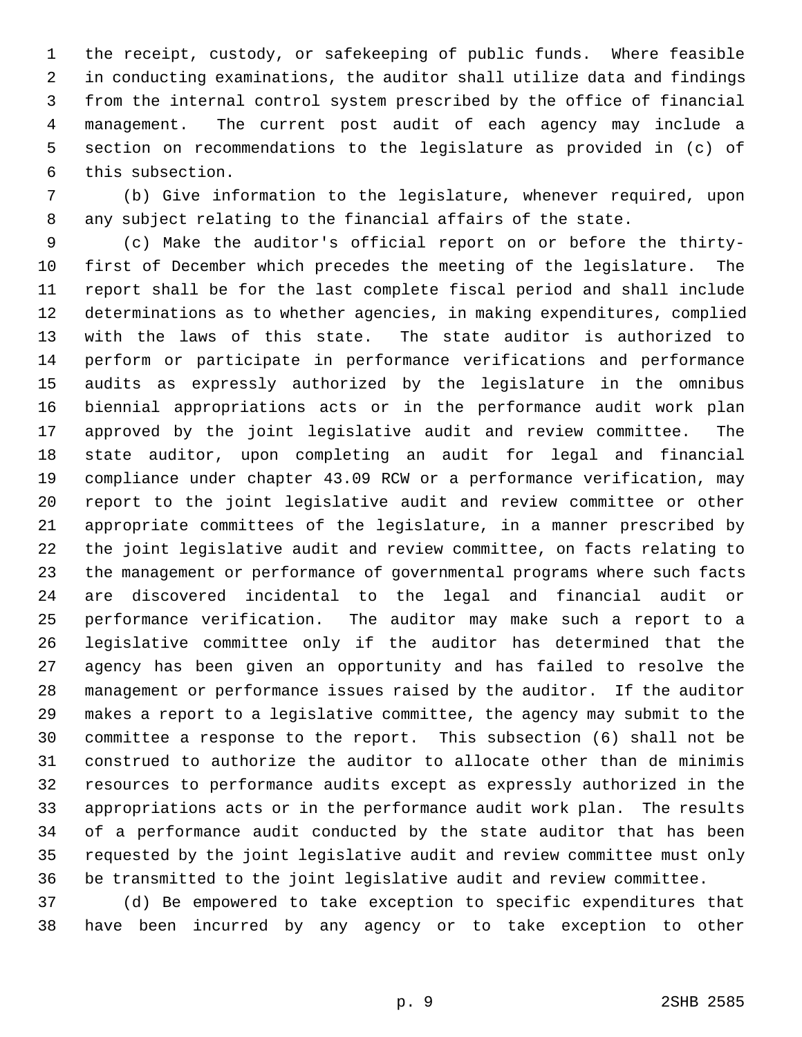the receipt, custody, or safekeeping of public funds. Where feasible in conducting examinations, the auditor shall utilize data and findings from the internal control system prescribed by the office of financial management. The current post audit of each agency may include a section on recommendations to the legislature as provided in (c) of this subsection.

(b) Give information to the legislature, whenever required, upon any subject relating to the financial affairs of the state.

(c) Make the auditor's official report on or before the thirty-first of December which precedes the meeting of the legislature. The report shall be for the last complete fiscal period and shall include determinations as to whether agencies, in making expenditures, complied with the laws of this state. The state auditor is authorized to perform or participate in performance verifications and performance audits as expressly authorized by the legislature in the omnibus biennial appropriations acts or in the performance audit work plan approved by the joint legislative audit and review committee. The state auditor, upon completing an audit for legal and financial compliance under chapter 43.09 RCW or a performance verification, may report to the joint legislative audit and review committee or other appropriate committees of the legislature, in a manner prescribed by the joint legislative audit and review committee, on facts relating to the management or performance of governmental programs where such facts are discovered incidental to the legal and financial audit or performance verification. The auditor may make such a report to a legislative committee only if the auditor has determined that the agency has been given an opportunity and has failed to resolve the management or performance issues raised by the auditor. If the auditor makes a report to a legislative committee, the agency may submit to the committee a response to the report. This subsection (6) shall not be construed to authorize the auditor to allocate other than de minimis resources to performance audits except as expressly authorized in the appropriations acts or in the performance audit work plan. The results of a performance audit conducted by the state auditor that has been requested by the joint legislative audit and review committee must only be transmitted to the joint legislative audit and review committee.

(d) Be empowered to take exception to specific expenditures that have been incurred by any agency or to take exception to other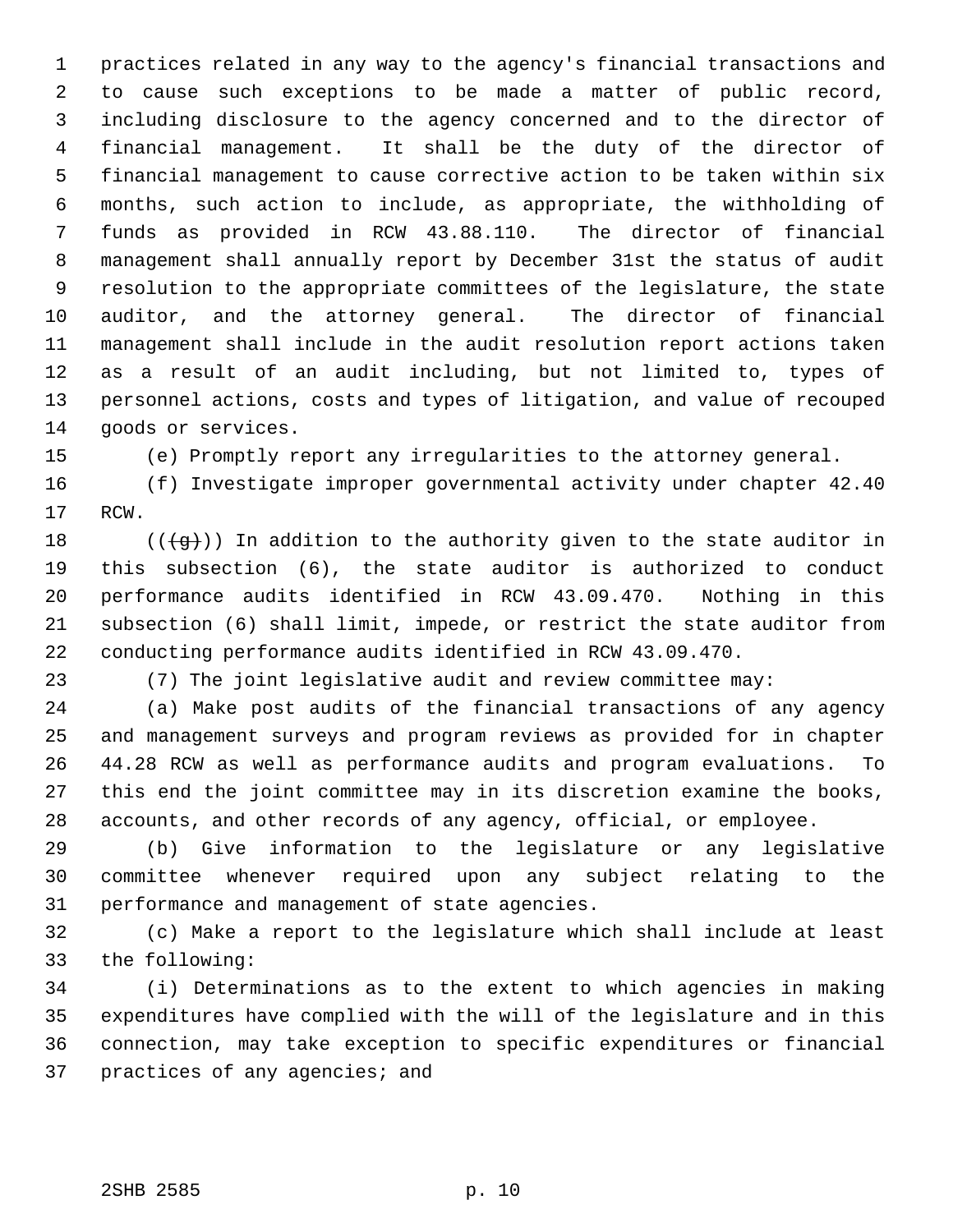practices related in any way to the agency's financial transactions and to cause such exceptions to be made a matter of public record, including disclosure to the agency concerned and to the director of financial management. It shall be the duty of the director of financial management to cause corrective action to be taken within six months, such action to include, as appropriate, the withholding of funds as provided in RCW 43.88.110. The director of financial management shall annually report by December 31st the status of audit resolution to the appropriate committees of the legislature, the state auditor, and the attorney general. The director of financial management shall include in the audit resolution report actions taken as a result of an audit including, but not limited to, types of personnel actions, costs and types of litigation, and value of recouped goods or services.

(e) Promptly report any irregularities to the attorney general.

(f) Investigate improper governmental activity under chapter 42.40 RCW.

(((g))) In addition to the authority given to the state auditor in this subsection (6), the state auditor is authorized to conduct performance audits identified in RCW 43.09.470. Nothing in this subsection (6) shall limit, impede, or restrict the state auditor from conducting performance audits identified in RCW 43.09.470.

(7) The joint legislative audit and review committee may:

(a) Make post audits of the financial transactions of any agency and management surveys and program reviews as provided for in chapter 44.28 RCW as well as performance audits and program evaluations. To this end the joint committee may in its discretion examine the books, accounts, and other records of any agency, official, or employee.

(b) Give information to the legislature or any legislative committee whenever required upon any subject relating to the performance and management of state agencies.

(c) Make a report to the legislature which shall include at least the following:

(i) Determinations as to the extent to which agencies in making expenditures have complied with the will of the legislature and in this connection, may take exception to specific expenditures or financial practices of any agencies; and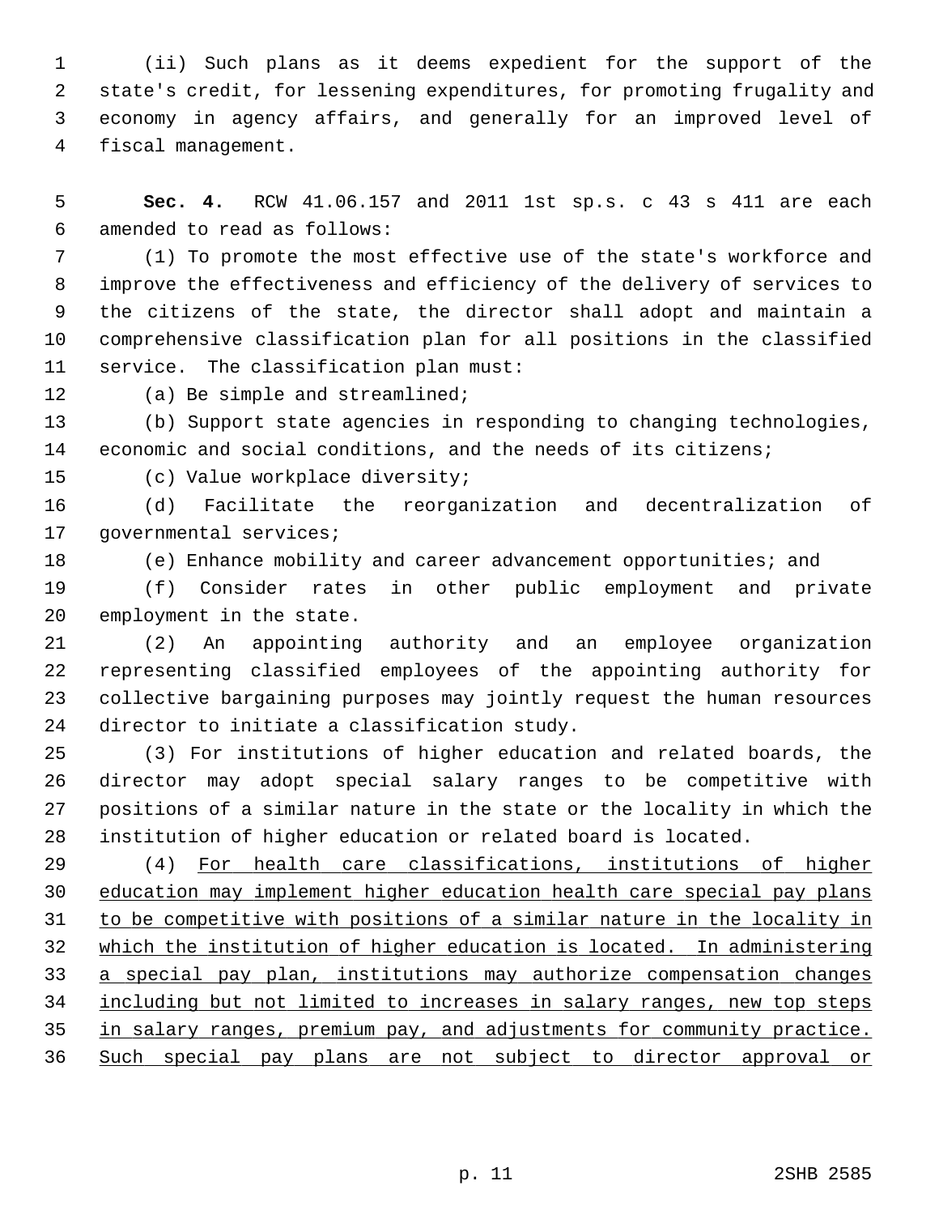(ii) Such plans as it deems expedient for the support of the state's credit, for lessening expenditures, for promoting frugality and economy in agency affairs, and generally for an improved level of fiscal management.

**Sec. 4.** RCW 41.06.157 and 2011 1st sp.s. c 43 s 411 are each amended to read as follows:

(1) To promote the most effective use of the state's workforce and improve the effectiveness and efficiency of the delivery of services to the citizens of the state, the director shall adopt and maintain a comprehensive classification plan for all positions in the classified service. The classification plan must:

(a) Be simple and streamlined;

(b) Support state agencies in responding to changing technologies, economic and social conditions, and the needs of its citizens;

(c) Value workplace diversity;

(d) Facilitate the reorganization and decentralization of governmental services;

(e) Enhance mobility and career advancement opportunities; and

(f) Consider rates in other public employment and private employment in the state.

(2) An appointing authority and an employee organization representing classified employees of the appointing authority for collective bargaining purposes may jointly request the human resources director to initiate a classification study.

(3) For institutions of higher education and related boards, the director may adopt special salary ranges to be competitive with positions of a similar nature in the state or the locality in which the institution of higher education or related board is located.

(4) <u>For health care classifications, institutions of higher education may implement higher education health care special pay plans to be competitive with positions of a similar nature in the locality in which the institution of higher education is located. In administering a special pay plan, institutions may authorize compensation changes including but not limited to increases in salary ranges, new top steps in salary ranges, premium pay, and adjustments for community practice. Such special pay plans are not subject to director approval or</u>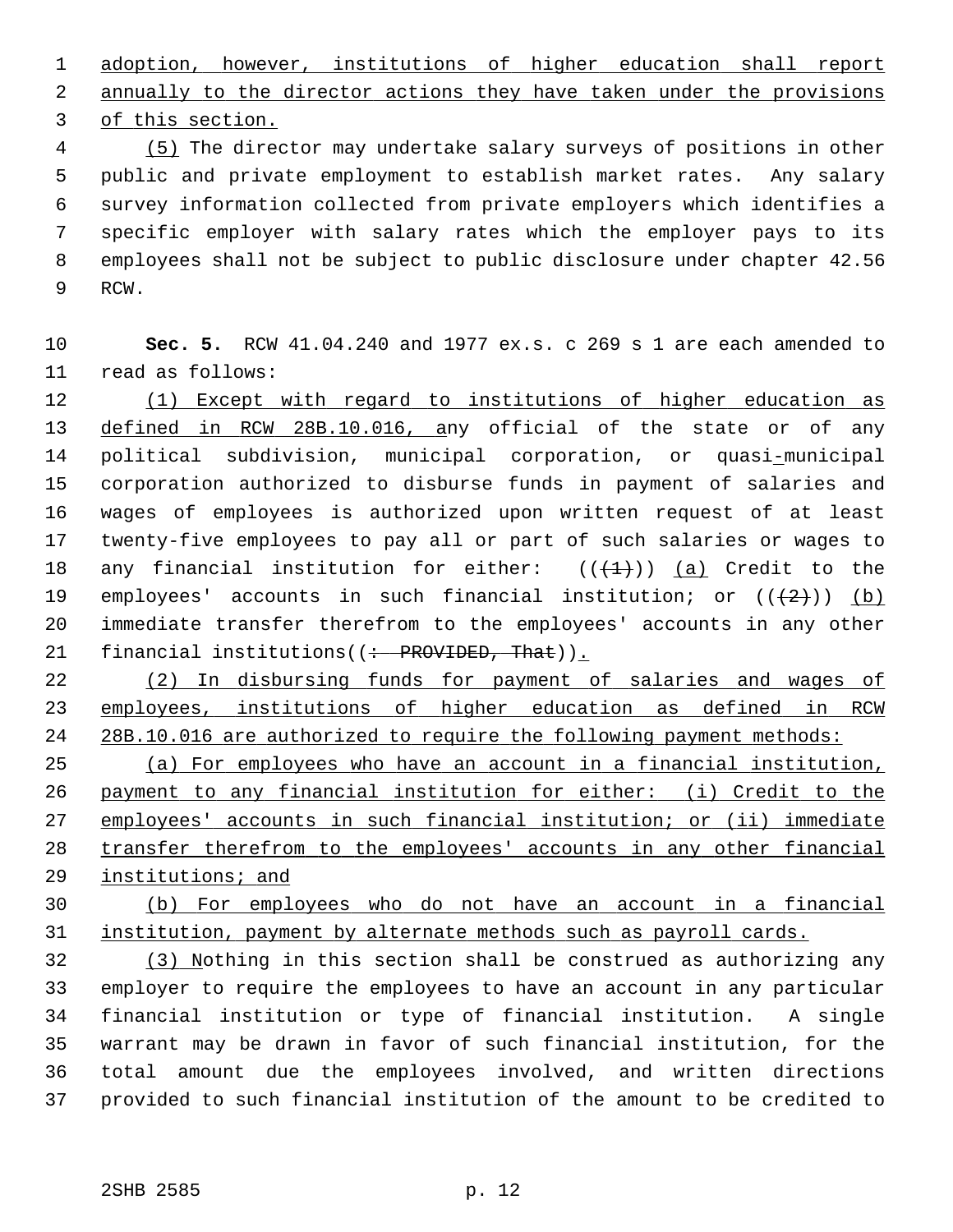adoption, however, institutions of higher education shall report annually to the director actions they have taken under the provisions of this section.

(5) The director may undertake salary surveys of positions in other public and private employment to establish market rates. Any salary survey information collected from private employers which identifies a specific employer with salary rates which the employer pays to its employees shall not be subject to public disclosure under chapter 42.56 RCW.

**Sec. 5.** RCW 41.04.240 and 1977 ex.s. c 269 s 1 are each amended to read as follows:

(1) Except with regard to institutions of higher education as defined in RCW 28B.10.016, any official of the state or of any political subdivision, municipal corporation, or quasi-municipal corporation authorized to disburse funds in payment of salaries and wages of employees is authorized upon written request of at least twenty-five employees to pay all or part of such salaries or wages to any financial institution for either: ((~~(1)~~)) (a) Credit to the employees' accounts in such financial institution; or ((~~(2)~~)) (b) immediate transfer therefrom to the employees' accounts in any other financial institutions((~~: PROVIDED, That~~)).

(2) In disbursing funds for payment of salaries and wages of employees, institutions of higher education as defined in RCW 28B.10.016 are authorized to require the following payment methods:

(a) For employees who have an account in a financial institution, payment to any financial institution for either: (i) Credit to the employees' accounts in such financial institution; or (ii) immediate transfer therefrom to the employees' accounts in any other financial institutions; and

(b) For employees who do not have an account in a financial institution, payment by alternate methods such as payroll cards.

(3) Nothing in this section shall be construed as authorizing any employer to require the employees to have an account in any particular financial institution or type of financial institution. A single warrant may be drawn in favor of such financial institution, for the total amount due the employees involved, and written directions provided to such financial institution of the amount to be credited to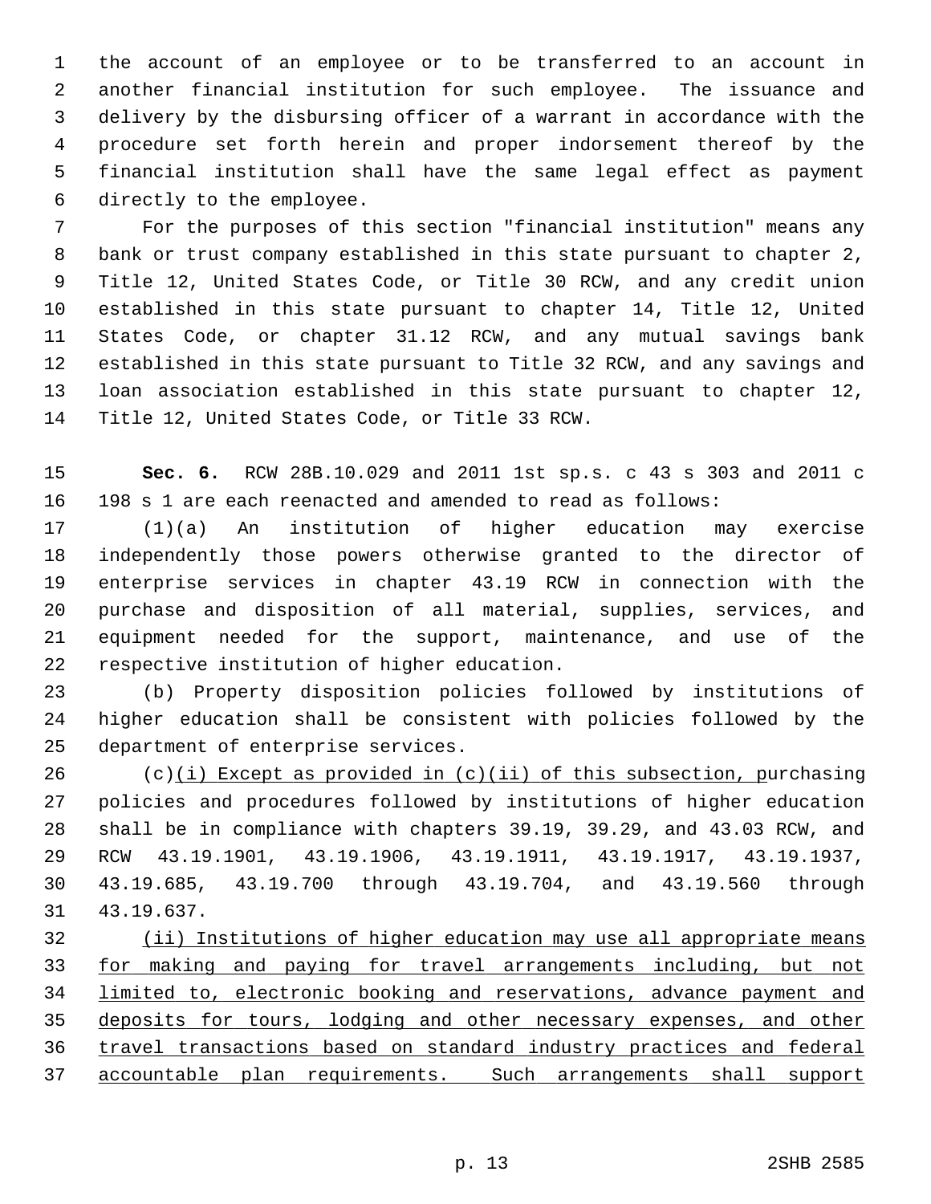the account of an employee or to be transferred to an account in another financial institution for such employee. The issuance and delivery by the disbursing officer of a warrant in accordance with the procedure set forth herein and proper indorsement thereof by the financial institution shall have the same legal effect as payment directly to the employee.

For the purposes of this section "financial institution" means any bank or trust company established in this state pursuant to chapter 2, Title 12, United States Code, or Title 30 RCW, and any credit union established in this state pursuant to chapter 14, Title 12, United States Code, or chapter 31.12 RCW, and any mutual savings bank established in this state pursuant to Title 32 RCW, and any savings and loan association established in this state pursuant to chapter 12, Title 12, United States Code, or Title 33 RCW.

**Sec. 6.** RCW 28B.10.029 and 2011 1st sp.s. c 43 s 303 and 2011 c 198 s 1 are each reenacted and amended to read as follows:

(1)(a) An institution of higher education may exercise independently those powers otherwise granted to the director of enterprise services in chapter 43.19 RCW in connection with the purchase and disposition of all material, supplies, services, and equipment needed for the support, maintenance, and use of the respective institution of higher education.

(b) Property disposition policies followed by institutions of higher education shall be consistent with policies followed by the department of enterprise services.

(c)<u>(i) Except as provided in (c)(ii) of this subsection, p</u>urchasing policies and procedures followed by institutions of higher education shall be in compliance with chapters 39.19, 39.29, and 43.03 RCW, and RCW 43.19.1901, 43.19.1906, 43.19.1911, 43.19.1917, 43.19.1937, 43.19.685, 43.19.700 through 43.19.704, and 43.19.560 through 43.19.637.

<u>(ii) Institutions of higher education may use all appropriate means for making and paying for travel arrangements including, but not limited to, electronic booking and reservations, advance payment and deposits for tours, lodging and other necessary expenses, and other travel transactions based on standard industry practices and federal accountable plan requirements. Such arrangements shall support</u>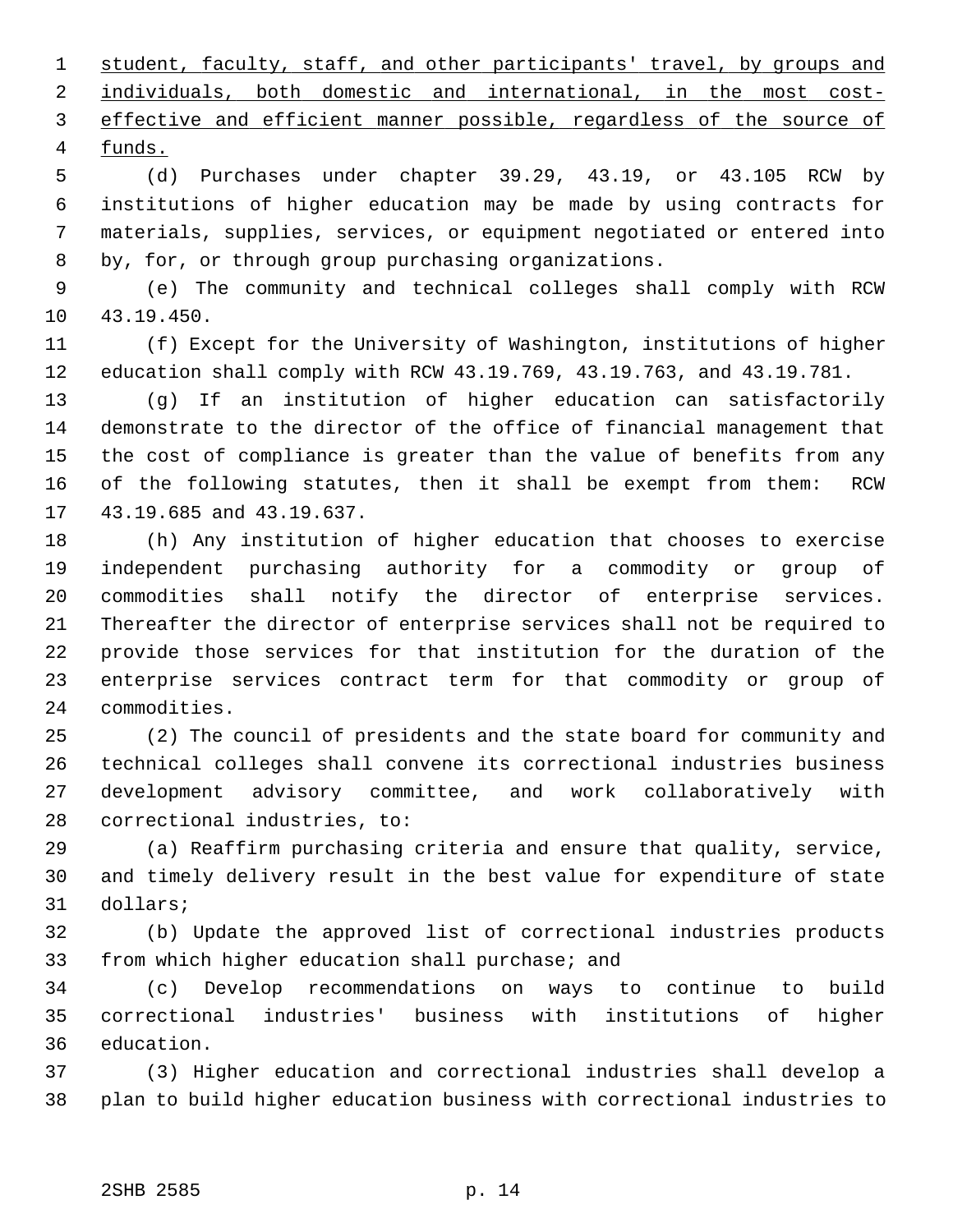student, faculty, staff, and other participants' travel, by groups and individuals, both domestic and international, in the most cost-effective and efficient manner possible, regardless of the source of funds.

(d) Purchases under chapter 39.29, 43.19, or 43.105 RCW by institutions of higher education may be made by using contracts for materials, supplies, services, or equipment negotiated or entered into by, for, or through group purchasing organizations.

(e) The community and technical colleges shall comply with RCW 43.19.450.

(f) Except for the University of Washington, institutions of higher education shall comply with RCW 43.19.769, 43.19.763, and 43.19.781.

(g) If an institution of higher education can satisfactorily demonstrate to the director of the office of financial management that the cost of compliance is greater than the value of benefits from any of the following statutes, then it shall be exempt from them: RCW 43.19.685 and 43.19.637.

(h) Any institution of higher education that chooses to exercise independent purchasing authority for a commodity or group of commodities shall notify the director of enterprise services. Thereafter the director of enterprise services shall not be required to provide those services for that institution for the duration of the enterprise services contract term for that commodity or group of commodities.

(2) The council of presidents and the state board for community and technical colleges shall convene its correctional industries business development advisory committee, and work collaboratively with correctional industries, to:

(a) Reaffirm purchasing criteria and ensure that quality, service, and timely delivery result in the best value for expenditure of state dollars;

(b) Update the approved list of correctional industries products from which higher education shall purchase; and

(c) Develop recommendations on ways to continue to build correctional industries' business with institutions of higher education.

(3) Higher education and correctional industries shall develop a plan to build higher education business with correctional industries to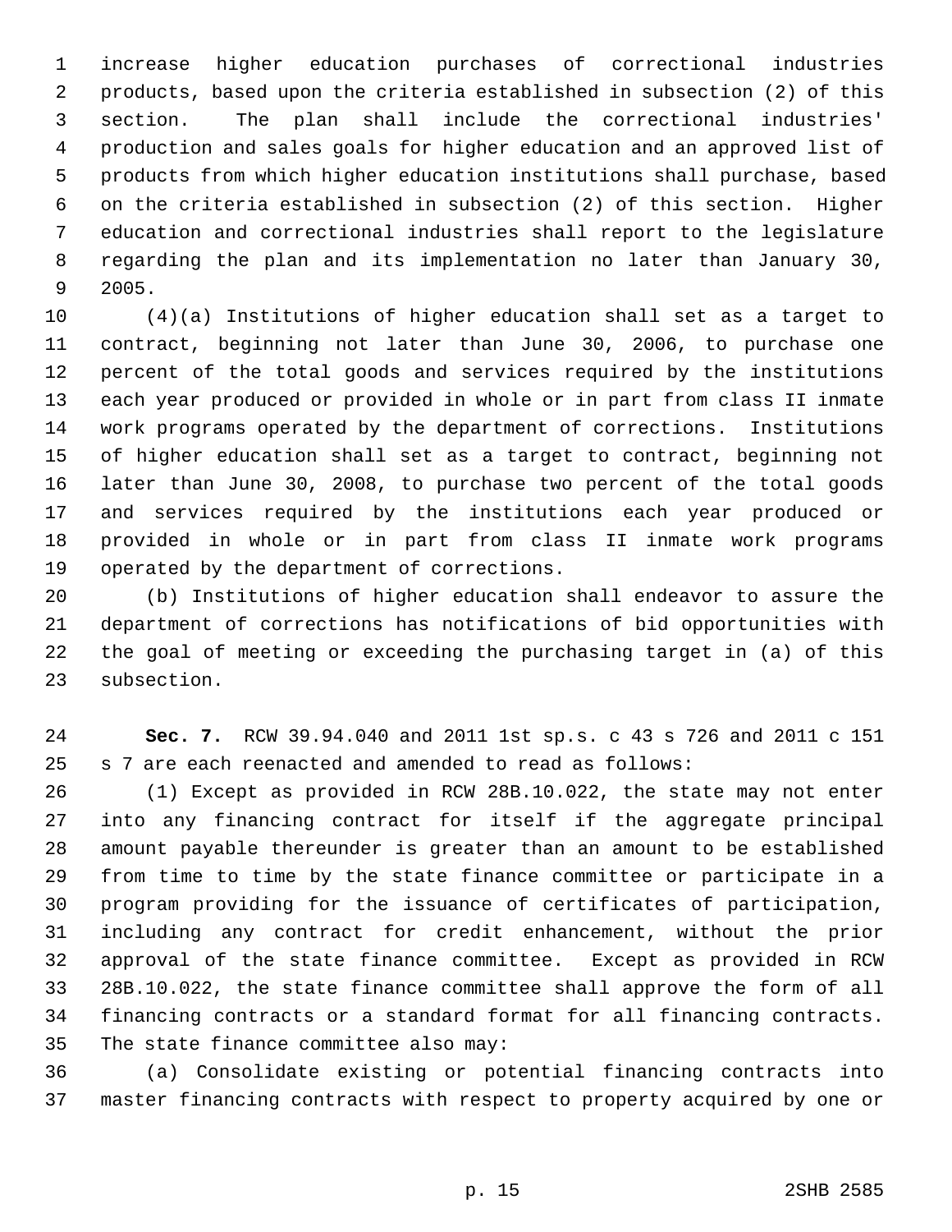increase higher education purchases of correctional industries products, based upon the criteria established in subsection (2) of this section. The plan shall include the correctional industries' production and sales goals for higher education and an approved list of products from which higher education institutions shall purchase, based on the criteria established in subsection (2) of this section. Higher education and correctional industries shall report to the legislature regarding the plan and its implementation no later than January 30, 2005.

(4)(a) Institutions of higher education shall set as a target to contract, beginning not later than June 30, 2006, to purchase one percent of the total goods and services required by the institutions each year produced or provided in whole or in part from class II inmate work programs operated by the department of corrections. Institutions of higher education shall set as a target to contract, beginning not later than June 30, 2008, to purchase two percent of the total goods and services required by the institutions each year produced or provided in whole or in part from class II inmate work programs operated by the department of corrections.

(b) Institutions of higher education shall endeavor to assure the department of corrections has notifications of bid opportunities with the goal of meeting or exceeding the purchasing target in (a) of this subsection.

**Sec. 7.** RCW 39.94.040 and 2011 1st sp.s. c 43 s 726 and 2011 c 151 s 7 are each reenacted and amended to read as follows:

(1) Except as provided in RCW 28B.10.022, the state may not enter into any financing contract for itself if the aggregate principal amount payable thereunder is greater than an amount to be established from time to time by the state finance committee or participate in a program providing for the issuance of certificates of participation, including any contract for credit enhancement, without the prior approval of the state finance committee. Except as provided in RCW 28B.10.022, the state finance committee shall approve the form of all financing contracts or a standard format for all financing contracts. The state finance committee also may:

(a) Consolidate existing or potential financing contracts into master financing contracts with respect to property acquired by one or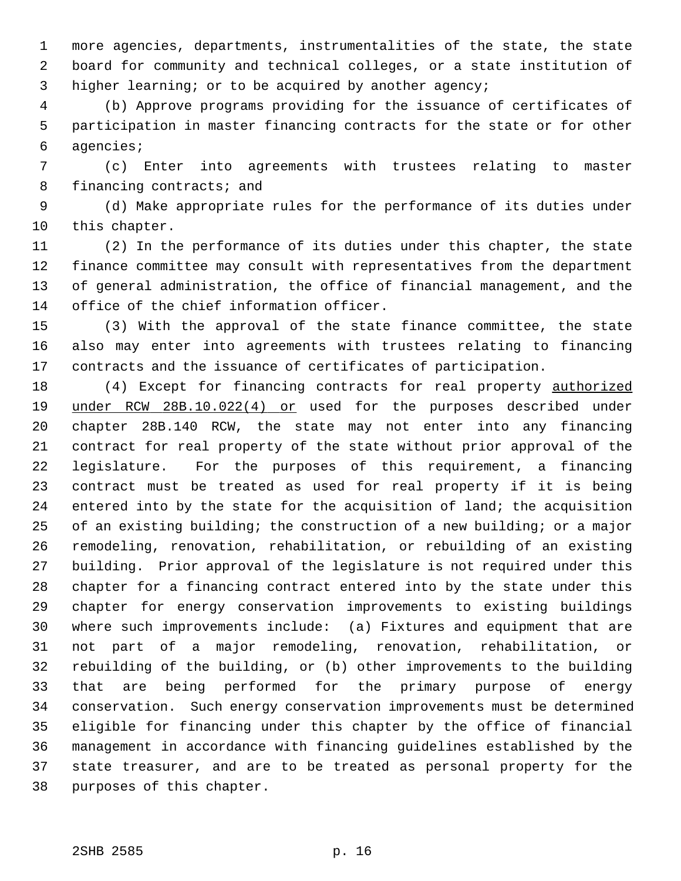more agencies, departments, instrumentalities of the state, the state board for community and technical colleges, or a state institution of higher learning; or to be acquired by another agency;

(b) Approve programs providing for the issuance of certificates of participation in master financing contracts for the state or for other agencies;

(c) Enter into agreements with trustees relating to master financing contracts; and

(d) Make appropriate rules for the performance of its duties under this chapter.

(2) In the performance of its duties under this chapter, the state finance committee may consult with representatives from the department of general administration, the office of financial management, and the office of the chief information officer.

(3) With the approval of the state finance committee, the state also may enter into agreements with trustees relating to financing contracts and the issuance of certificates of participation.

(4) Except for financing contracts for real property <u>authorized under RCW 28B.10.022(4) or</u> used for the purposes described under chapter 28B.140 RCW, the state may not enter into any financing contract for real property of the state without prior approval of the legislature. For the purposes of this requirement, a financing contract must be treated as used for real property if it is being entered into by the state for the acquisition of land; the acquisition of an existing building; the construction of a new building; or a major remodeling, renovation, rehabilitation, or rebuilding of an existing building. Prior approval of the legislature is not required under this chapter for a financing contract entered into by the state under this chapter for energy conservation improvements to existing buildings where such improvements include: (a) Fixtures and equipment that are not part of a major remodeling, renovation, rehabilitation, or rebuilding of the building, or (b) other improvements to the building that are being performed for the primary purpose of energy conservation. Such energy conservation improvements must be determined eligible for financing under this chapter by the office of financial management in accordance with financing guidelines established by the state treasurer, and are to be treated as personal property for the purposes of this chapter.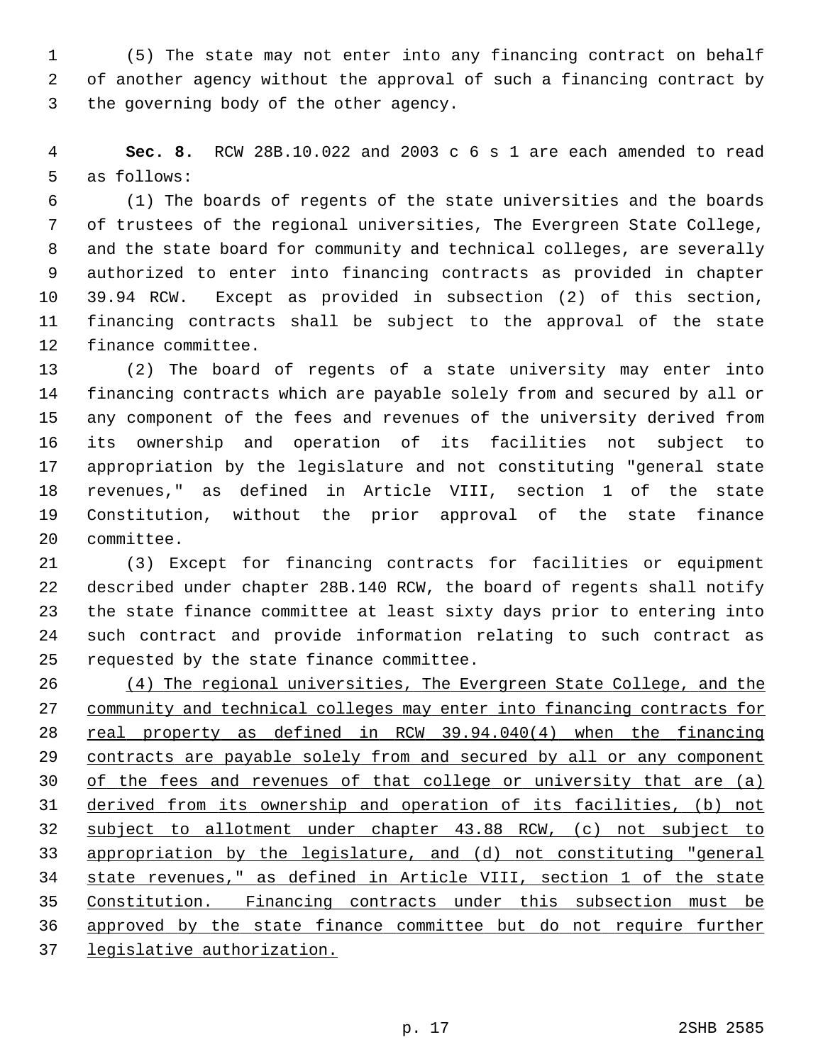(5) The state may not enter into any financing contract on behalf of another agency without the approval of such a financing contract by the governing body of the other agency.

**Sec. 8.** RCW 28B.10.022 and 2003 c 6 s 1 are each amended to read as follows:

(1) The boards of regents of the state universities and the boards of trustees of the regional universities, The Evergreen State College, and the state board for community and technical colleges, are severally authorized to enter into financing contracts as provided in chapter 39.94 RCW. Except as provided in subsection (2) of this section, financing contracts shall be subject to the approval of the state finance committee.

(2) The board of regents of a state university may enter into financing contracts which are payable solely from and secured by all or any component of the fees and revenues of the university derived from its ownership and operation of its facilities not subject to appropriation by the legislature and not constituting "general state revenues," as defined in Article VIII, section 1 of the state Constitution, without the prior approval of the state finance committee.

(3) Except for financing contracts for facilities or equipment described under chapter 28B.140 RCW, the board of regents shall notify the state finance committee at least sixty days prior to entering into such contract and provide information relating to such contract as requested by the state finance committee.

<u>(4) The regional universities, The Evergreen State College, and the community and technical colleges may enter into financing contracts for real property as defined in RCW 39.94.040(4) when the financing contracts are payable solely from and secured by all or any component of the fees and revenues of that college or university that are (a) derived from its ownership and operation of its facilities, (b) not subject to allotment under chapter 43.88 RCW, (c) not subject to appropriation by the legislature, and (d) not constituting "general state revenues," as defined in Article VIII, section 1 of the state Constitution. Financing contracts under this subsection must be approved by the state finance committee but do not require further legislative authorization.</u>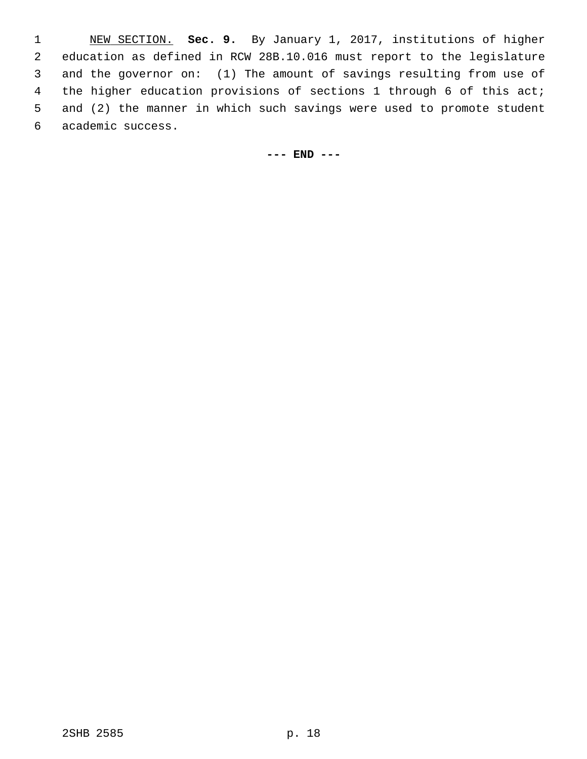NEW SECTION. **Sec. 9.** By January 1, 2017, institutions of higher education as defined in RCW 28B.10.016 must report to the legislature and the governor on: (1) The amount of savings resulting from use of the higher education provisions of sections 1 through 6 of this act; and (2) the manner in which such savings were used to promote student academic success.

**--- END ---**